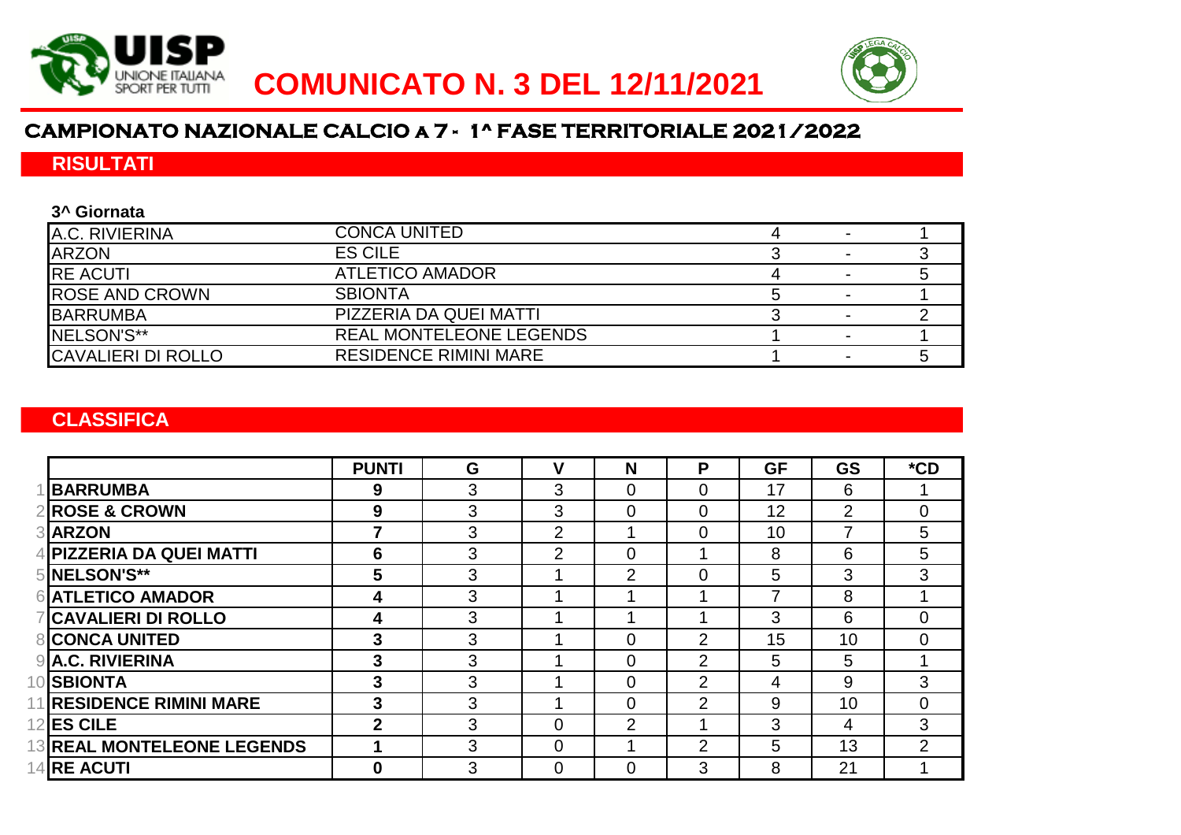# COMUNICATO N. 3 DEL 12/11/2021

## CAMPIONATO NAZIONALE CALCIO a 7 - 1^ FASE TERRITORIALE 2021/2022

### RISULTATI

**3^ Giornata**

| | | | | |
|---|---|---|---|---|
| A.C. RIVIERINA | CONCA UNITED | 4 | - | 1 |
| ARZON | ES CILE | 3 | - | 3 |
| RE ACUTI | ATLETICO AMADOR | 4 | - | 5 |
| ROSE AND CROWN | SBIONTA | 5 | - | 1 |
| BARRUMBA | PIZZERIA DA QUEI MATTI | 3 | - | 2 |
| NELSON'S** | REAL MONTELEONE LEGENDS | 1 | - | 1 |
| CAVALIERI DI ROLLO | RESIDENCE RIMINI MARE | 1 | - | 5 |

### CLASSIFICA

| | | PUNTI | G | V | N | P | GF | GS | *CD |
|---|---|---|---|---|---|---|---|---|---|
| 1 | **BARRUMBA** | **9** | 3 | 3 | 0 | 0 | 17 | 6 | 1 |
| 2 | **ROSE & CROWN** | **9** | 3 | 3 | 0 | 0 | 12 | 2 | 0 |
| 3 | **ARZON** | **7** | 3 | 2 | 1 | 0 | 10 | 7 | 5 |
| 4 | **PIZZERIA DA QUEI MATTI** | **6** | 3 | 2 | 0 | 1 | 8 | 6 | 5 |
| 5 | **NELSON'S**** | **5** | 3 | 1 | 2 | 0 | 5 | 3 | 3 |
| 6 | **ATLETICO AMADOR** | **4** | 3 | 1 | 1 | 1 | 7 | 8 | 1 |
| 7 | **CAVALIERI DI ROLLO** | **4** | 3 | 1 | 1 | 1 | 3 | 6 | 0 |
| 8 | **CONCA UNITED** | **3** | 3 | 1 | 0 | 2 | 15 | 10 | 0 |
| 9 | **A.C. RIVIERINA** | **3** | 3 | 1 | 0 | 2 | 5 | 5 | 1 |
| 10 | **SBIONTA** | **3** | 3 | 1 | 0 | 2 | 4 | 9 | 3 |
| 11 | **RESIDENCE RIMINI MARE** | **3** | 3 | 1 | 0 | 2 | 9 | 10 | 0 |
| 12 | **ES CILE** | **2** | 3 | 0 | 2 | 1 | 3 | 4 | 3 |
| 13 | **REAL MONTELEONE LEGENDS** | **1** | 3 | 0 | 1 | 2 | 5 | 13 | 2 |
| 14 | **RE ACUTI** | **0** | 3 | 0 | 0 | 3 | 8 | 21 | 1 |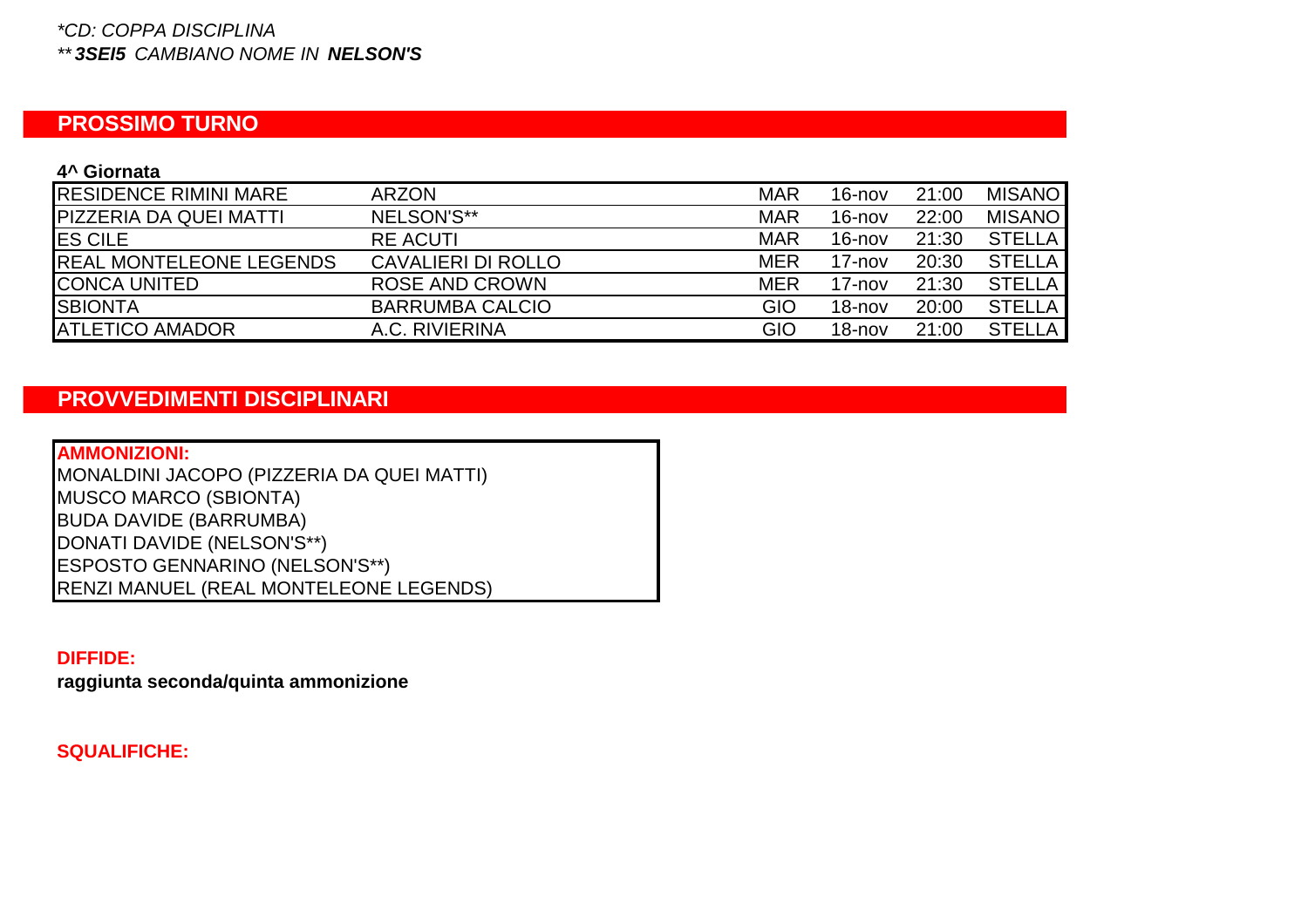*\*CD: COPPA DISCIPLINA*
*\*\* **3SEI5** CAMBIANO NOME IN **NELSON'S***

## PROSSIMO TURNO

**4^ Giornata**

| | | | | | |
|---|---|---|---|---|---|
| RESIDENCE RIMINI MARE | ARZON | MAR | 16-nov | 21:00 | MISANO |
| PIZZERIA DA QUEI MATTI | NELSON'S** | MAR | 16-nov | 22:00 | MISANO |
| ES CILE | RE ACUTI | MAR | 16-nov | 21:30 | STELLA |
| REAL MONTELEONE LEGENDS | CAVALIERI DI ROLLO | MER | 17-nov | 20:30 | STELLA |
| CONCA UNITED | ROSE AND CROWN | MER | 17-nov | 21:30 | STELLA |
| SBIONTA | BARRUMBA CALCIO | GIO | 18-nov | 20:00 | STELLA |
| ATLETICO AMADOR | A.C. RIVIERINA | GIO | 18-nov | 21:00 | STELLA |

## PROVVEDIMENTI DISCIPLINARI

**AMMONIZIONI:**

MONALDINI JACOPO (PIZZERIA DA QUEI MATTI)
MUSCO MARCO (SBIONTA)
BUDA DAVIDE (BARRUMBA)
DONATI DAVIDE (NELSON'S**)
ESPOSTO GENNARINO (NELSON'S**)
RENZI MANUEL (REAL MONTELEONE LEGENDS)

**DIFFIDE:**

**raggiunta seconda/quinta ammonizione**

**SQUALIFICHE:**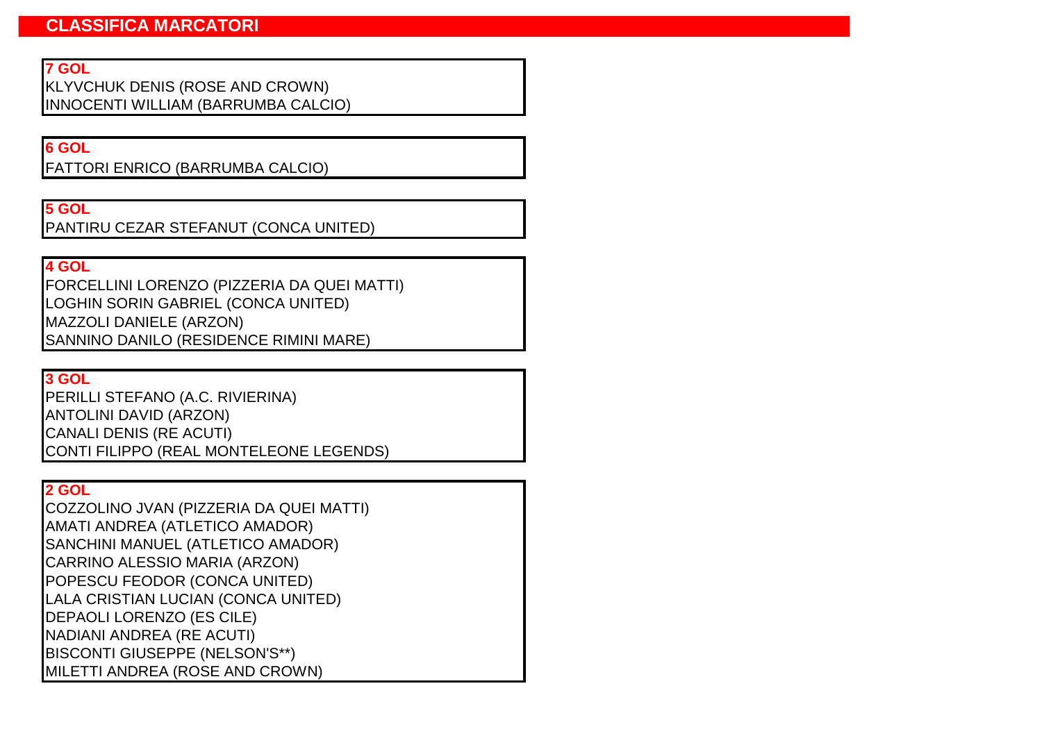# CLASSIFICA MARCATORI

**7 GOL**
KLYVCHUK DENIS (ROSE AND CROWN)
INNOCENTI WILLIAM (BARRUMBA CALCIO)

**6 GOL**
FATTORI ENRICO (BARRUMBA CALCIO)

**5 GOL**
PANTIRU CEZAR STEFANUT (CONCA UNITED)

**4 GOL**
FORCELLINI LORENZO (PIZZERIA DA QUEI MATTI)
LOGHIN SORIN GABRIEL (CONCA UNITED)
MAZZOLI DANIELE (ARZON)
SANNINO DANILO (RESIDENCE RIMINI MARE)

**3 GOL**
PERILLI STEFANO (A.C. RIVIERINA)
ANTOLINI DAVID (ARZON)
CANALI DENIS (RE ACUTI)
CONTI FILIPPO (REAL MONTELEONE LEGENDS)

**2 GOL**
COZZOLINO JVAN (PIZZERIA DA QUEI MATTI)
AMATI ANDREA (ATLETICO AMADOR)
SANCHINI MANUEL (ATLETICO AMADOR)
CARRINO ALESSIO MARIA (ARZON)
POPESCU FEODOR (CONCA UNITED)
LALA CRISTIAN LUCIAN (CONCA UNITED)
DEPAOLI LORENZO (ES CILE)
NADIANI ANDREA (RE ACUTI)
BISCONTI GIUSEPPE (NELSON'S**)
MILETTI ANDREA (ROSE AND CROWN)